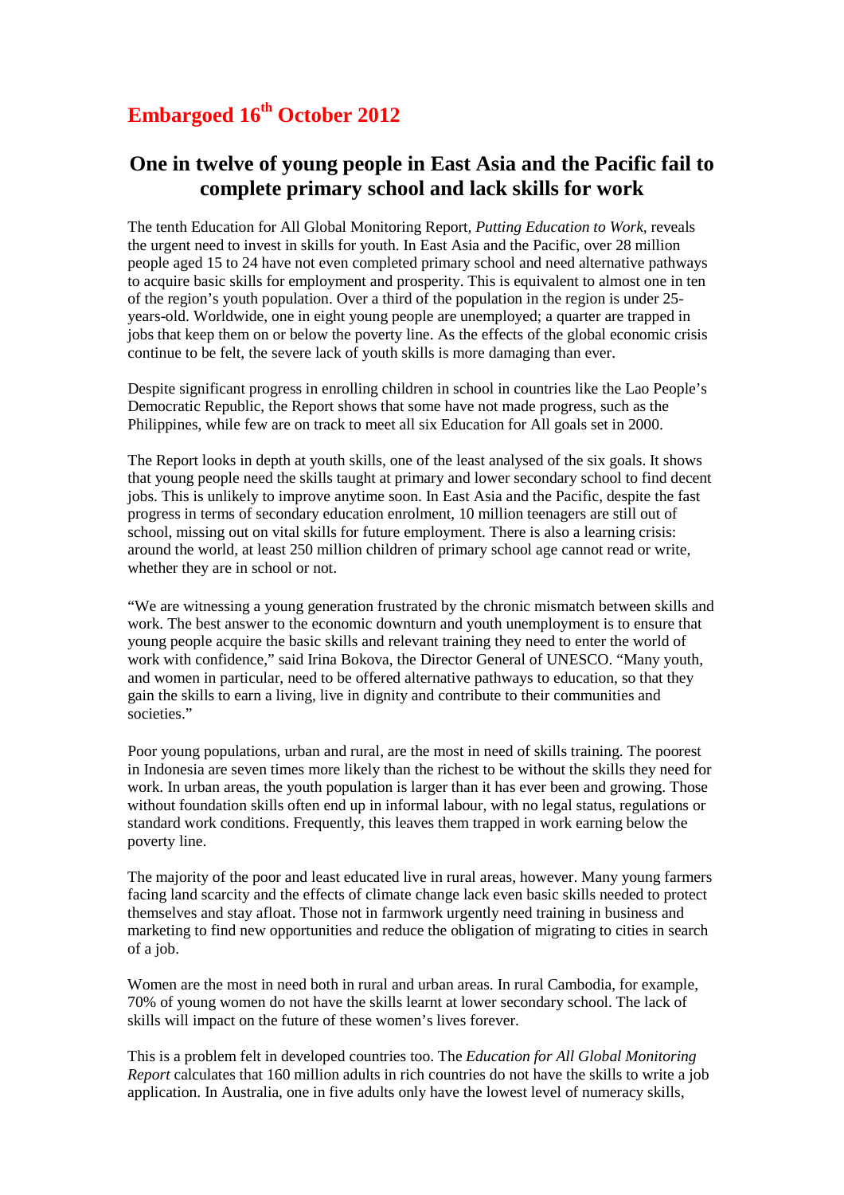**Embargoed 16th October 2012**

## One in twelve of young people in East Asia and the Pacific fail to complete primary school and lack skills for work

The tenth Education for All Global Monitoring Report, *Putting Education to Work*, reveals the urgent need to invest in skills for youth. In East Asia and the Pacific, over 28 million people aged 15 to 24 have not even completed primary school and need alternative pathways to acquire basic skills for employment and prosperity. This is equivalent to almost one in ten of the region's youth population. Over a third of the population in the region is under 25-years-old. Worldwide, one in eight young people are unemployed; a quarter are trapped in jobs that keep them on or below the poverty line. As the effects of the global economic crisis continue to be felt, the severe lack of youth skills is more damaging than ever.

Despite significant progress in enrolling children in school in countries like the Lao People's Democratic Republic, the Report shows that some have not made progress, such as the Philippines, while few are on track to meet all six Education for All goals set in 2000.

The Report looks in depth at youth skills, one of the least analysed of the six goals. It shows that young people need the skills taught at primary and lower secondary school to find decent jobs. This is unlikely to improve anytime soon. In East Asia and the Pacific, despite the fast progress in terms of secondary education enrolment, 10 million teenagers are still out of school, missing out on vital skills for future employment. There is also a learning crisis: around the world, at least 250 million children of primary school age cannot read or write, whether they are in school or not.

"We are witnessing a young generation frustrated by the chronic mismatch between skills and work. The best answer to the economic downturn and youth unemployment is to ensure that young people acquire the basic skills and relevant training they need to enter the world of work with confidence," said Irina Bokova, the Director General of UNESCO. "Many youth, and women in particular, need to be offered alternative pathways to education, so that they gain the skills to earn a living, live in dignity and contribute to their communities and societies."

Poor young populations, urban and rural, are the most in need of skills training. The poorest in Indonesia are seven times more likely than the richest to be without the skills they need for work. In urban areas, the youth population is larger than it has ever been and growing. Those without foundation skills often end up in informal labour, with no legal status, regulations or standard work conditions. Frequently, this leaves them trapped in work earning below the poverty line.

The majority of the poor and least educated live in rural areas, however. Many young farmers facing land scarcity and the effects of climate change lack even basic skills needed to protect themselves and stay afloat. Those not in farmwork urgently need training in business and marketing to find new opportunities and reduce the obligation of migrating to cities in search of a job.

Women are the most in need both in rural and urban areas. In rural Cambodia, for example, 70% of young women do not have the skills learnt at lower secondary school. The lack of skills will impact on the future of these women's lives forever.

This is a problem felt in developed countries too. The *Education for All Global Monitoring Report* calculates that 160 million adults in rich countries do not have the skills to write a job application. In Australia, one in five adults only have the lowest level of numeracy skills,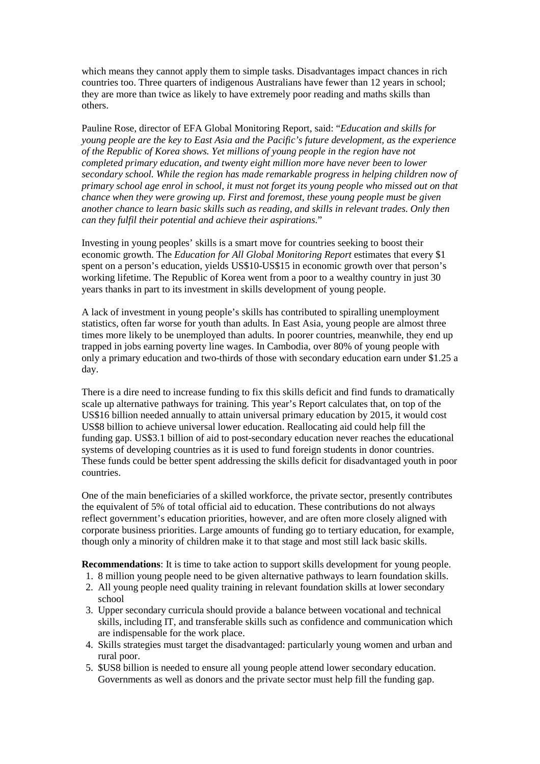which means they cannot apply them to simple tasks. Disadvantages impact chances in rich countries too. Three quarters of indigenous Australians have fewer than 12 years in school; they are more than twice as likely to have extremely poor reading and maths skills than others.

Pauline Rose, director of EFA Global Monitoring Report, said: "*Education and skills for young people are the key to East Asia and the Pacific's future development, as the experience of the Republic of Korea shows. Yet millions of young people in the region have not completed primary education, and twenty eight million more have never been to lower secondary school. While the region has made remarkable progress in helping children now of primary school age enrol in school, it must not forget its young people who missed out on that chance when they were growing up. First and foremost, these young people must be given another chance to learn basic skills such as reading, and skills in relevant trades. Only then can they fulfil their potential and achieve their aspirations.*"

Investing in young peoples' skills is a smart move for countries seeking to boost their economic growth. The *Education for All Global Monitoring Report* estimates that every $1 spent on a person's education, yields US$10-US$15 in economic growth over that person's working lifetime. The Republic of Korea went from a poor to a wealthy country in just 30 years thanks in part to its investment in skills development of young people.

A lack of investment in young people's skills has contributed to spiralling unemployment statistics, often far worse for youth than adults. In East Asia, young people are almost three times more likely to be unemployed than adults. In poorer countries, meanwhile, they end up trapped in jobs earning poverty line wages. In Cambodia, over 80% of young people with only a primary education and two-thirds of those with secondary education earn under $1.25 a day.

There is a dire need to increase funding to fix this skills deficit and find funds to dramatically scale up alternative pathways for training. This year's Report calculates that, on top of the US$16 billion needed annually to attain universal primary education by 2015, it would cost US$8 billion to achieve universal lower education. Reallocating aid could help fill the funding gap. US$3.1 billion of aid to post-secondary education never reaches the educational systems of developing countries as it is used to fund foreign students in donor countries. These funds could be better spent addressing the skills deficit for disadvantaged youth in poor countries.

One of the main beneficiaries of a skilled workforce, the private sector, presently contributes the equivalent of 5% of total official aid to education. These contributions do not always reflect government's education priorities, however, and are often more closely aligned with corporate business priorities. Large amounts of funding go to tertiary education, for example, though only a minority of children make it to that stage and most still lack basic skills.

**Recommendations**: It is time to take action to support skills development for young people.

1. 8 million young people need to be given alternative pathways to learn foundation skills.
2. All young people need quality training in relevant foundation skills at lower secondary school
3. Upper secondary curricula should provide a balance between vocational and technical skills, including IT, and transferable skills such as confidence and communication which are indispensable for the work place.
4. Skills strategies must target the disadvantaged: particularly young women and urban and rural poor.
5. $US8 billion is needed to ensure all young people attend lower secondary education. Governments as well as donors and the private sector must help fill the funding gap.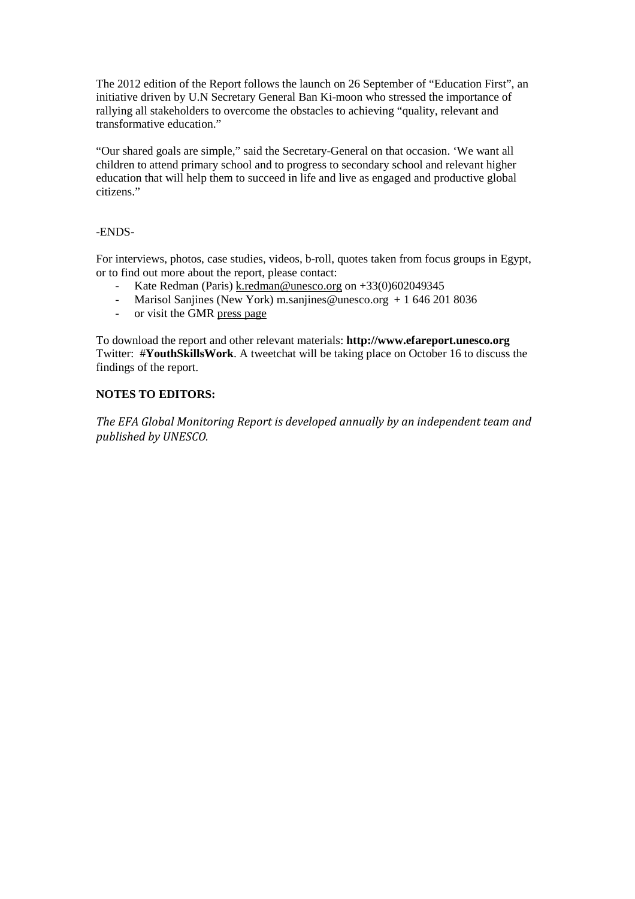The 2012 edition of the Report follows the launch on 26 September of “Education First”, an initiative driven by U.N Secretary General Ban Ki-moon who stressed the importance of rallying all stakeholders to overcome the obstacles to achieving “quality, relevant and transformative education.”

“Our shared goals are simple,” said the Secretary-General on that occasion. ‘We want all children to attend primary school and to progress to secondary school and relevant higher education that will help them to succeed in life and live as engaged and productive global citizens.”

-ENDS-

For interviews, photos, case studies, videos, b-roll, quotes taken from focus groups in Egypt, or to find out more about the report, please contact:

- Kate Redman (Paris) k.redman@unesco.org on +33(0)602049345
- Marisol Sanjines (New York) m.sanjines@unesco.org + 1 646 201 8036
- or visit the GMR press page

To download the report and other relevant materials: **http://www.efareport.unesco.org**
Twitter: #**YouthSkillsWork**. A tweetchat will be taking place on October 16 to discuss the findings of the report.

**NOTES TO EDITORS:**

*The EFA Global Monitoring Report is developed annually by an independent team and published by UNESCO.*